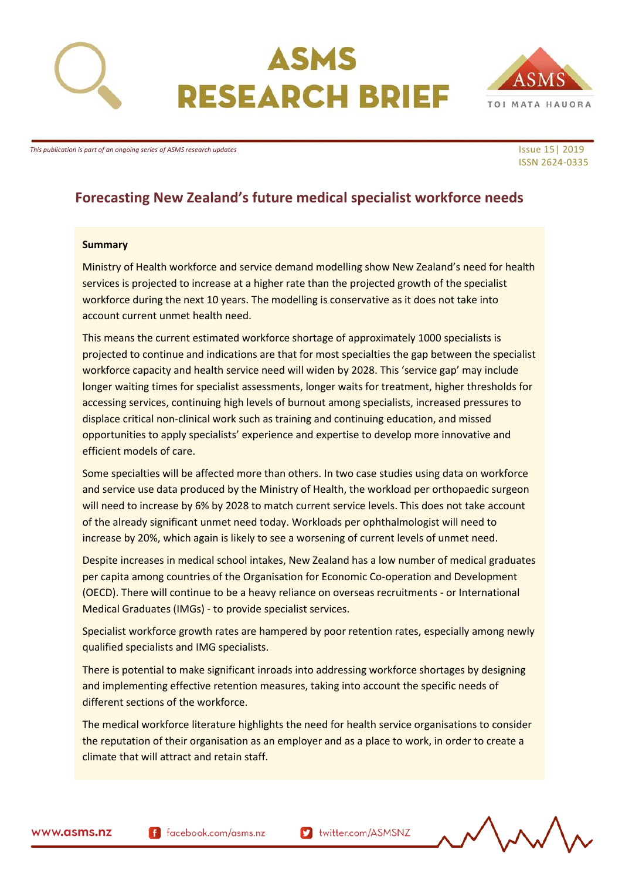# ASMS RESEARCH BRIEF

ASMS TOI MATA HAUORA

*This publication is part of an ongoing series of ASMS research updates*

Issue 15| 2019
ISSN 2624-0335

## Forecasting New Zealand's future medical specialist workforce needs

**Summary**

Ministry of Health workforce and service demand modelling show New Zealand's need for health services is projected to increase at a higher rate than the projected growth of the specialist workforce during the next 10 years. The modelling is conservative as it does not take into account current unmet health need.

This means the current estimated workforce shortage of approximately 1000 specialists is projected to continue and indications are that for most specialties the gap between the specialist workforce capacity and health service need will widen by 2028. This 'service gap' may include longer waiting times for specialist assessments, longer waits for treatment, higher thresholds for accessing services, continuing high levels of burnout among specialists, increased pressures to displace critical non-clinical work such as training and continuing education, and missed opportunities to apply specialists' experience and expertise to develop more innovative and efficient models of care.

Some specialties will be affected more than others. In two case studies using data on workforce and service use data produced by the Ministry of Health, the workload per orthopaedic surgeon will need to increase by 6% by 2028 to match current service levels. This does not take account of the already significant unmet need today. Workloads per ophthalmologist will need to increase by 20%, which again is likely to see a worsening of current levels of unmet need.

Despite increases in medical school intakes, New Zealand has a low number of medical graduates per capita among countries of the Organisation for Economic Co-operation and Development (OECD). There will continue to be a heavy reliance on overseas recruitments - or International Medical Graduates (IMGs) - to provide specialist services.

Specialist workforce growth rates are hampered by poor retention rates, especially among newly qualified specialists and IMG specialists.

There is potential to make significant inroads into addressing workforce shortages by designing and implementing effective retention measures, taking into account the specific needs of different sections of the workforce.

The medical workforce literature highlights the need for health service organisations to consider the reputation of their organisation as an employer and as a place to work, in order to create a climate that will attract and retain staff.

www.asms.nz facebook.com/asms.nz twitter.com/ASMSNZ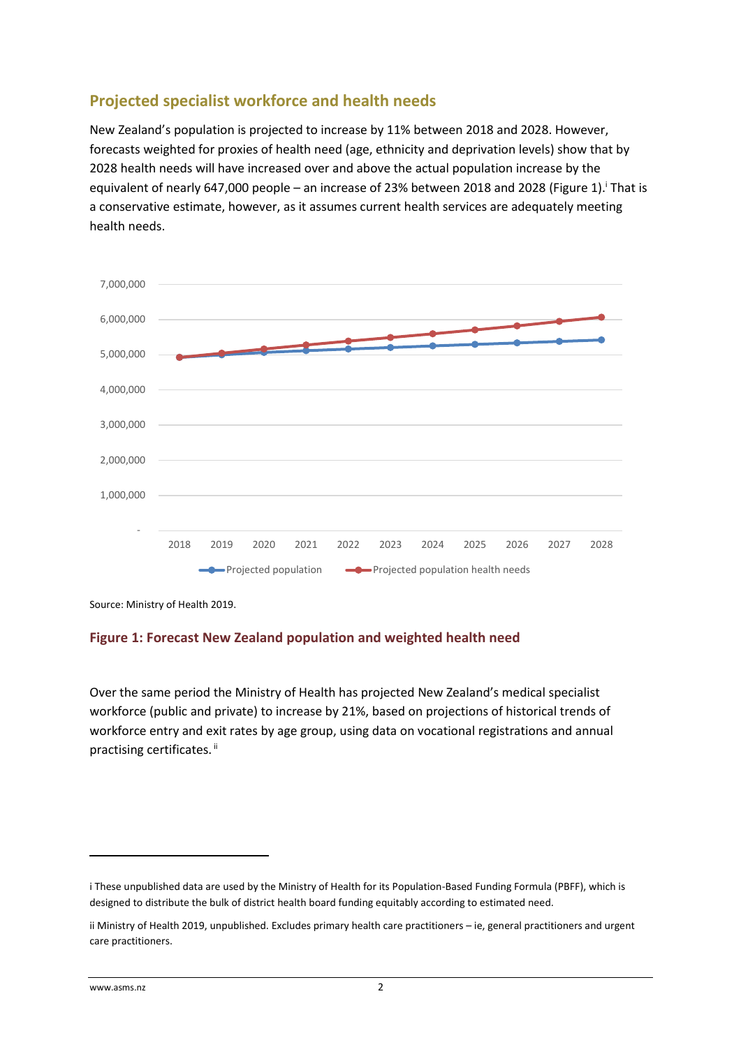## Projected specialist workforce and health needs

New Zealand's population is projected to increase by 11% between 2018 and 2028. However, forecasts weighted for proxies of health need (age, ethnicity and deprivation levels) show that by 2028 health needs will have increased over and above the actual population increase by the equivalent of nearly 647,000 people – an increase of 23% between 2018 and 2028 (Figure 1).[i] That is a conservative estimate, however, as it assumes current health services are adequately meeting health needs.

Source: Ministry of Health 2019.

**Figure 1: Forecast New Zealand population and weighted health need**

Over the same period the Ministry of Health has projected New Zealand's medical specialist workforce (public and private) to increase by 21%, based on projections of historical trends of workforce entry and exit rates by age group, using data on vocational registrations and annual practising certificates.[ii]

---

i These unpublished data are used by the Ministry of Health for its Population-Based Funding Formula (PBFF), which is designed to distribute the bulk of district health board funding equitably according to estimated need.

ii Ministry of Health 2019, unpublished. Excludes primary health care practitioners – ie, general practitioners and urgent care practitioners.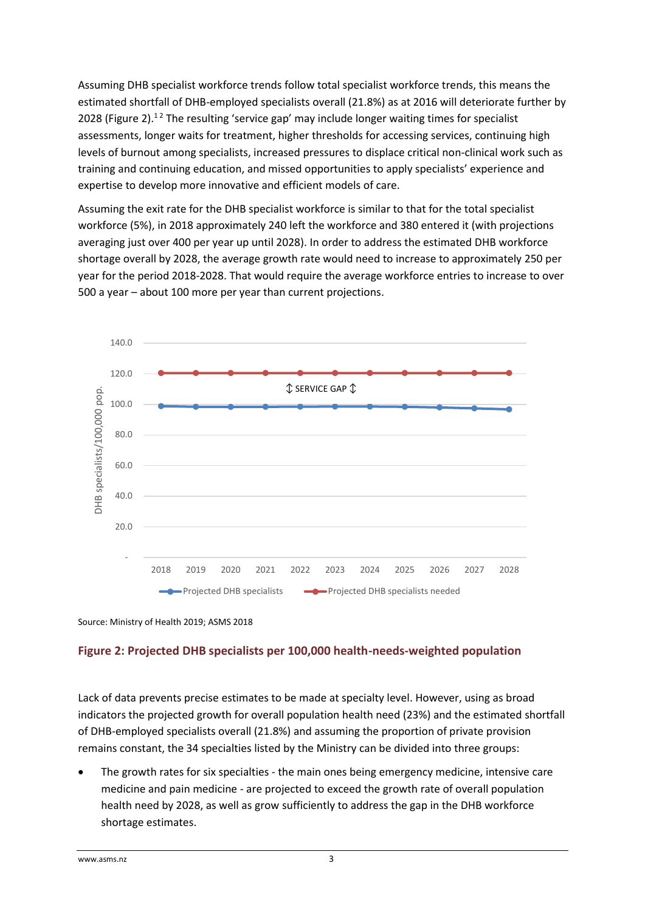Assuming DHB specialist workforce trends follow total specialist workforce trends, this means the estimated shortfall of DHB-employed specialists overall (21.8%) as at 2016 will deteriorate further by 2028 (Figure 2).[1 2] The resulting 'service gap' may include longer waiting times for specialist assessments, longer waits for treatment, higher thresholds for accessing services, continuing high levels of burnout among specialists, increased pressures to displace critical non-clinical work such as training and continuing education, and missed opportunities to apply specialists' experience and expertise to develop more innovative and efficient models of care.

Assuming the exit rate for the DHB specialist workforce is similar to that for the total specialist workforce (5%), in 2018 approximately 240 left the workforce and 380 entered it (with projections averaging just over 400 per year up until 2028). In order to address the estimated DHB workforce shortage overall by 2028, the average growth rate would need to increase to approximately 250 per year for the period 2018-2028. That would require the average workforce entries to increase to over 500 a year – about 100 more per year than current projections.

Source: Ministry of Health 2019; ASMS 2018

**Figure 2: Projected DHB specialists per 100,000 health-needs-weighted population**

Lack of data prevents precise estimates to be made at specialty level. However, using as broad indicators the projected growth for overall population health need (23%) and the estimated shortfall of DHB-employed specialists overall (21.8%) and assuming the proportion of private provision remains constant, the 34 specialties listed by the Ministry can be divided into three groups:

- The growth rates for six specialties - the main ones being emergency medicine, intensive care medicine and pain medicine - are projected to exceed the growth rate of overall population health need by 2028, as well as grow sufficiently to address the gap in the DHB workforce shortage estimates.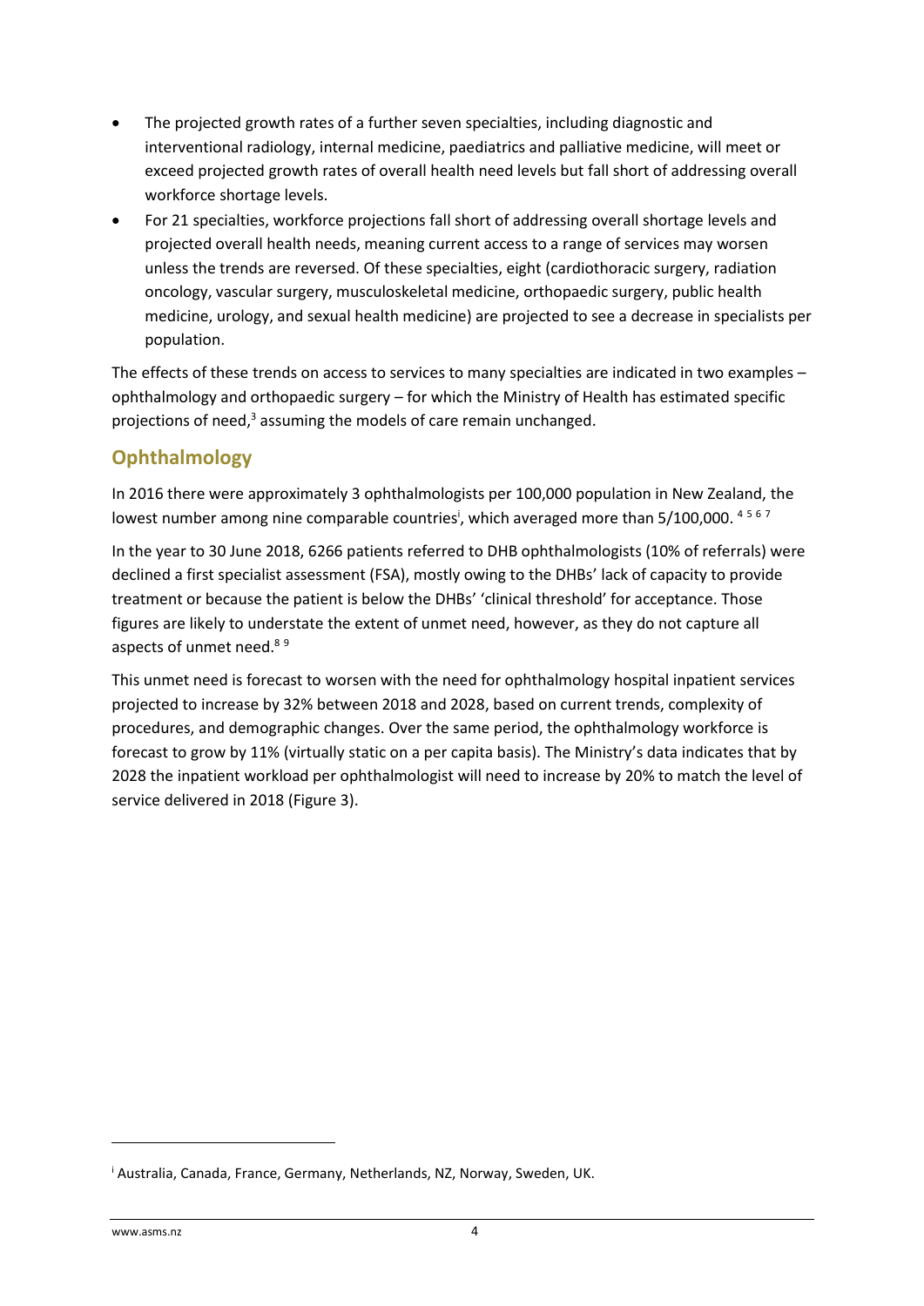- The projected growth rates of a further seven specialties, including diagnostic and interventional radiology, internal medicine, paediatrics and palliative medicine, will meet or exceed projected growth rates of overall health need levels but fall short of addressing overall workforce shortage levels.
- For 21 specialties, workforce projections fall short of addressing overall shortage levels and projected overall health needs, meaning current access to a range of services may worsen unless the trends are reversed. Of these specialties, eight (cardiothoracic surgery, radiation oncology, vascular surgery, musculoskeletal medicine, orthopaedic surgery, public health medicine, urology, and sexual health medicine) are projected to see a decrease in specialists per population.

The effects of these trends on access to services to many specialties are indicated in two examples – ophthalmology and orthopaedic surgery – for which the Ministry of Health has estimated specific projections of need,[3] assuming the models of care remain unchanged.

## Ophthalmology

In 2016 there were approximately 3 ophthalmologists per 100,000 population in New Zealand, the lowest number among nine comparable countries[i], which averaged more than 5/100,000. [4 5 6 7]

In the year to 30 June 2018, 6266 patients referred to DHB ophthalmologists (10% of referrals) were declined a first specialist assessment (FSA), mostly owing to the DHBs' lack of capacity to provide treatment or because the patient is below the DHBs' 'clinical threshold' for acceptance. Those figures are likely to understate the extent of unmet need, however, as they do not capture all aspects of unmet need.[8 9]

This unmet need is forecast to worsen with the need for ophthalmology hospital inpatient services projected to increase by 32% between 2018 and 2028, based on current trends, complexity of procedures, and demographic changes. Over the same period, the ophthalmology workforce is forecast to grow by 11% (virtually static on a per capita basis). The Ministry's data indicates that by 2028 the inpatient workload per ophthalmologist will need to increase by 20% to match the level of service delivered in 2018 (Figure 3).

---

[i] Australia, Canada, France, Germany, Netherlands, NZ, Norway, Sweden, UK.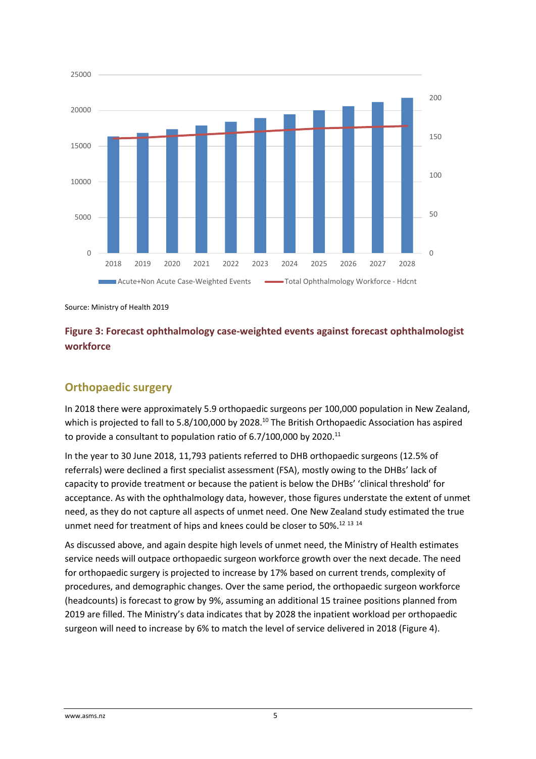Source: Ministry of Health 2019

**Figure 3: Forecast ophthalmology case-weighted events against forecast ophthalmologist workforce**

## Orthopaedic surgery

In 2018 there were approximately 5.9 orthopaedic surgeons per 100,000 population in New Zealand, which is projected to fall to 5.8/100,000 by 2028.[10] The British Orthopaedic Association has aspired to provide a consultant to population ratio of 6.7/100,000 by 2020.[11]

In the year to 30 June 2018, 11,793 patients referred to DHB orthopaedic surgeons (12.5% of referrals) were declined a first specialist assessment (FSA), mostly owing to the DHBs' lack of capacity to provide treatment or because the patient is below the DHBs' 'clinical threshold' for acceptance. As with the ophthalmology data, however, those figures understate the extent of unmet need, as they do not capture all aspects of unmet need. One New Zealand study estimated the true unmet need for treatment of hips and knees could be closer to 50%.[12 13 14]

As discussed above, and again despite high levels of unmet need, the Ministry of Health estimates service needs will outpace orthopaedic surgeon workforce growth over the next decade. The need for orthopaedic surgery is projected to increase by 17% based on current trends, complexity of procedures, and demographic changes. Over the same period, the orthopaedic surgeon workforce (headcounts) is forecast to grow by 9%, assuming an additional 15 trainee positions planned from 2019 are filled. The Ministry's data indicates that by 2028 the inpatient workload per orthopaedic surgeon will need to increase by 6% to match the level of service delivered in 2018 (Figure 4).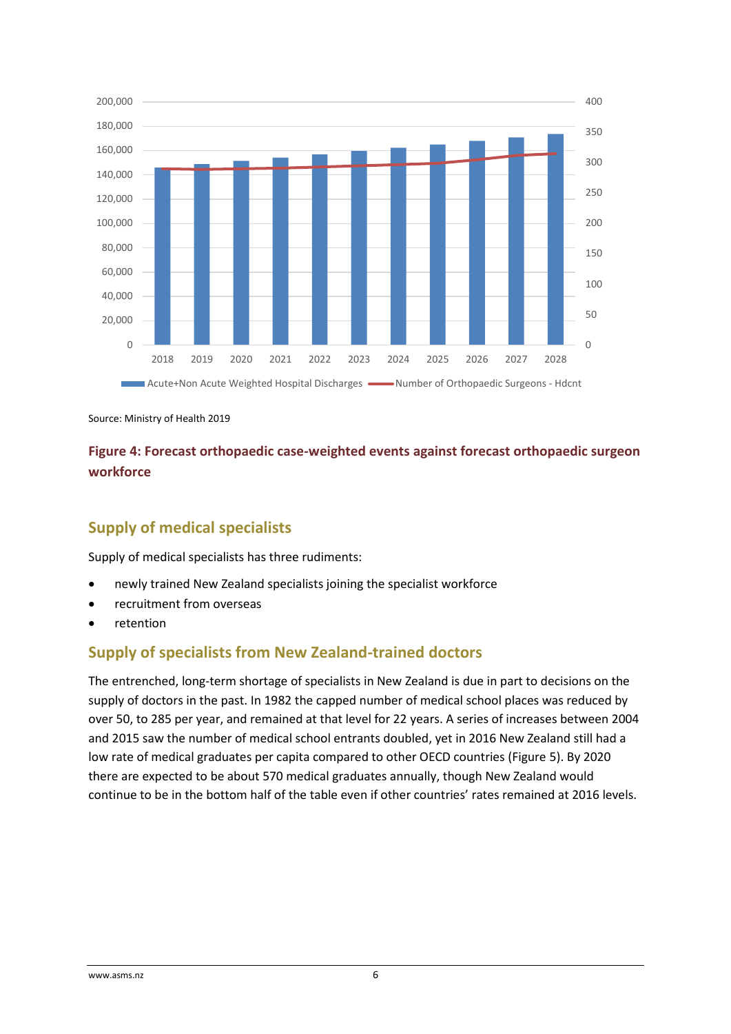Source: Ministry of Health 2019

**Figure 4: Forecast orthopaedic case-weighted events against forecast orthopaedic surgeon workforce**

## Supply of medical specialists

Supply of medical specialists has three rudiments:

- newly trained New Zealand specialists joining the specialist workforce
- recruitment from overseas
- retention

## Supply of specialists from New Zealand-trained doctors

The entrenched, long-term shortage of specialists in New Zealand is due in part to decisions on the supply of doctors in the past. In 1982 the capped number of medical school places was reduced by over 50, to 285 per year, and remained at that level for 22 years. A series of increases between 2004 and 2015 saw the number of medical school entrants doubled, yet in 2016 New Zealand still had a low rate of medical graduates per capita compared to other OECD countries (Figure 5). By 2020 there are expected to be about 570 medical graduates annually, though New Zealand would continue to be in the bottom half of the table even if other countries' rates remained at 2016 levels.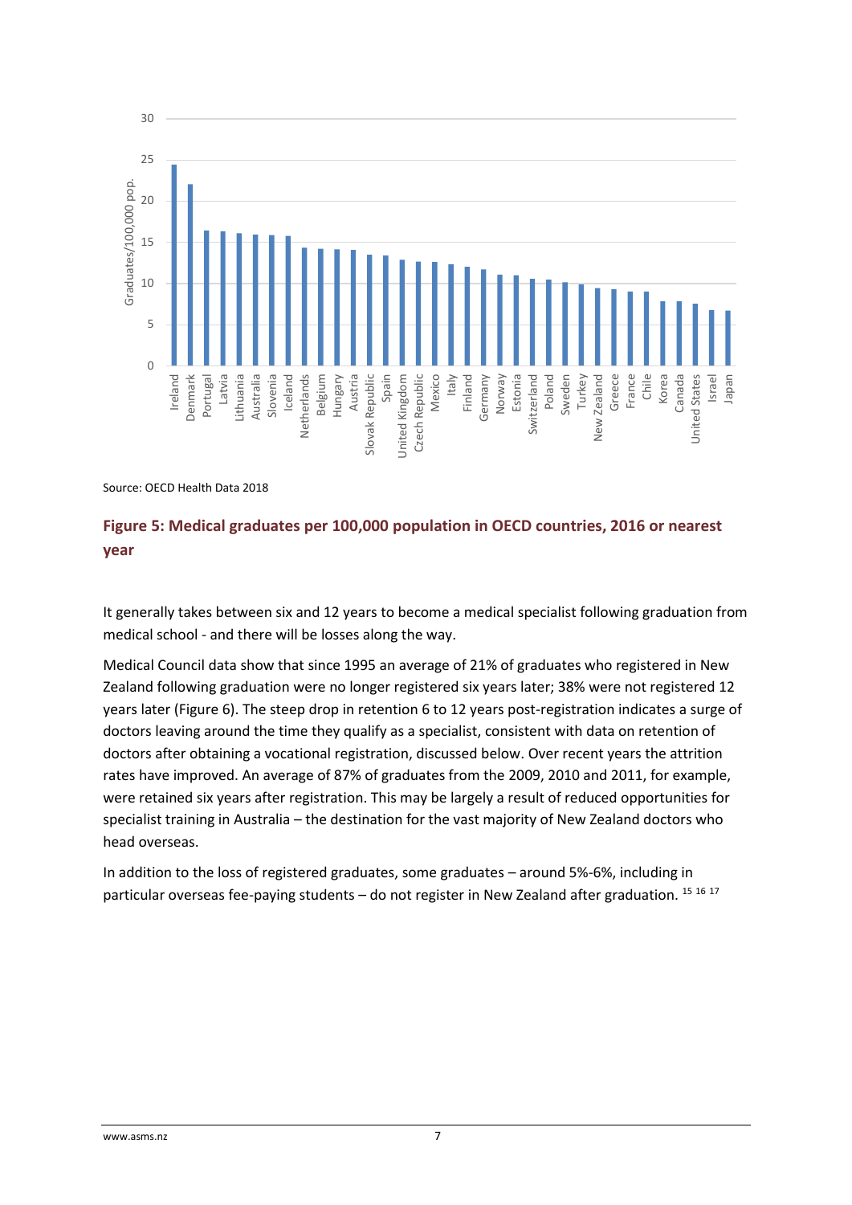Source: OECD Health Data 2018

**Figure 5: Medical graduates per 100,000 population in OECD countries, 2016 or nearest year**

It generally takes between six and 12 years to become a medical specialist following graduation from medical school - and there will be losses along the way.

Medical Council data show that since 1995 an average of 21% of graduates who registered in New Zealand following graduation were no longer registered six years later; 38% were not registered 12 years later (Figure 6). The steep drop in retention 6 to 12 years post-registration indicates a surge of doctors leaving around the time they qualify as a specialist, consistent with data on retention of doctors after obtaining a vocational registration, discussed below. Over recent years the attrition rates have improved. An average of 87% of graduates from the 2009, 2010 and 2011, for example, were retained six years after registration. This may be largely a result of reduced opportunities for specialist training in Australia – the destination for the vast majority of New Zealand doctors who head overseas.

In addition to the loss of registered graduates, some graduates – around 5%-6%, including in particular overseas fee-paying students – do not register in New Zealand after graduation. [15] [16] [17]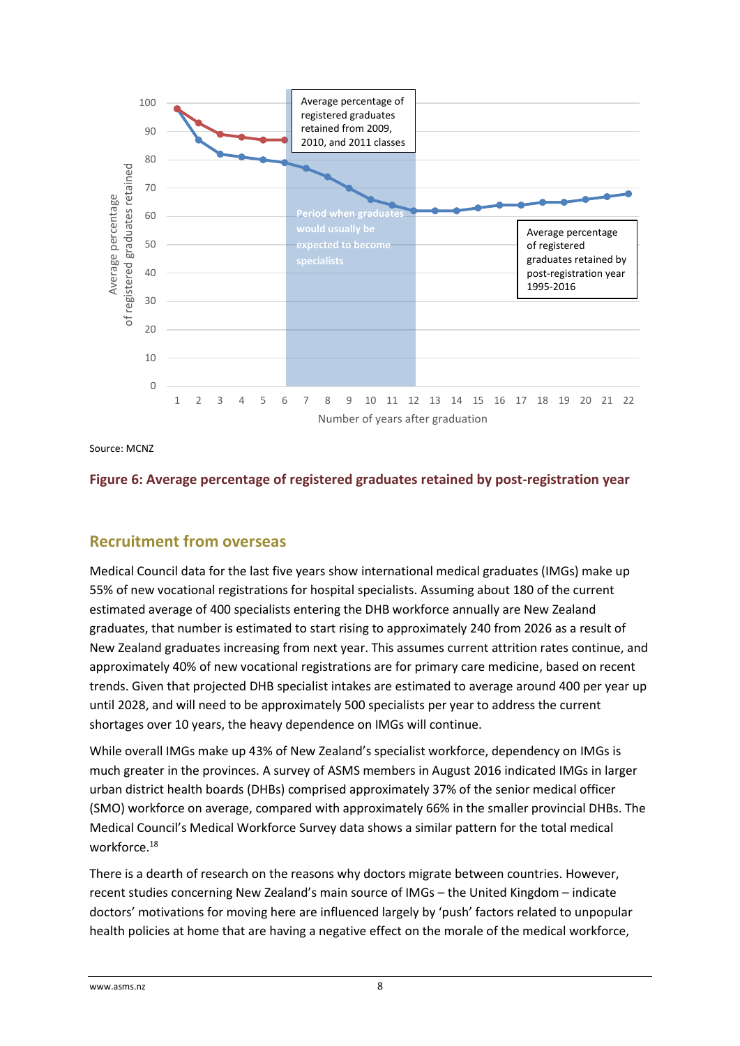Source: MCNZ

**Figure 6: Average percentage of registered graduates retained by post-registration year**

## Recruitment from overseas

Medical Council data for the last five years show international medical graduates (IMGs) make up 55% of new vocational registrations for hospital specialists. Assuming about 180 of the current estimated average of 400 specialists entering the DHB workforce annually are New Zealand graduates, that number is estimated to start rising to approximately 240 from 2026 as a result of New Zealand graduates increasing from next year. This assumes current attrition rates continue, and approximately 40% of new vocational registrations are for primary care medicine, based on recent trends. Given that projected DHB specialist intakes are estimated to average around 400 per year up until 2028, and will need to be approximately 500 specialists per year to address the current shortages over 10 years, the heavy dependence on IMGs will continue.

While overall IMGs make up 43% of New Zealand's specialist workforce, dependency on IMGs is much greater in the provinces. A survey of ASMS members in August 2016 indicated IMGs in larger urban district health boards (DHBs) comprised approximately 37% of the senior medical officer (SMO) workforce on average, compared with approximately 66% in the smaller provincial DHBs. The Medical Council's Medical Workforce Survey data shows a similar pattern for the total medical workforce.[18]

There is a dearth of research on the reasons why doctors migrate between countries. However, recent studies concerning New Zealand's main source of IMGs – the United Kingdom – indicate doctors' motivations for moving here are influenced largely by 'push' factors related to unpopular health policies at home that are having a negative effect on the morale of the medical workforce,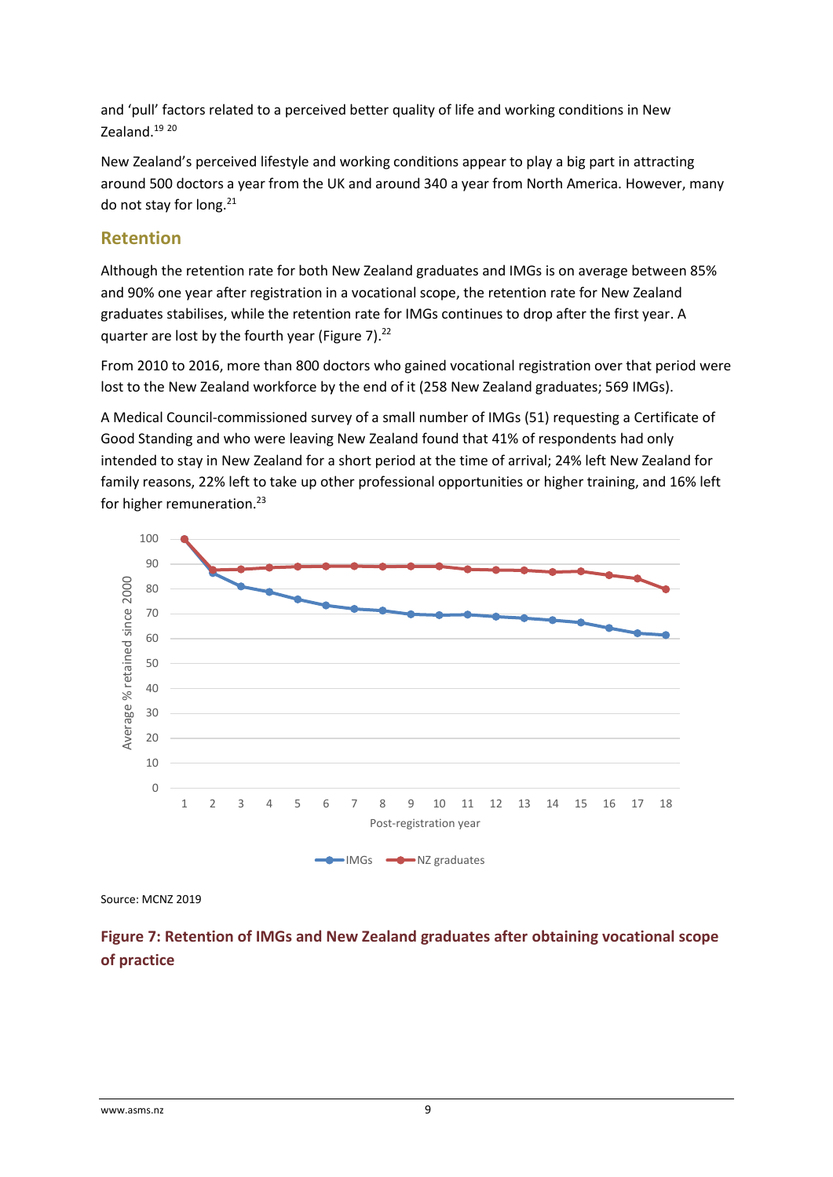and 'pull' factors related to a perceived better quality of life and working conditions in New Zealand.[19 20]

New Zealand's perceived lifestyle and working conditions appear to play a big part in attracting around 500 doctors a year from the UK and around 340 a year from North America. However, many do not stay for long.[21]

## Retention

Although the retention rate for both New Zealand graduates and IMGs is on average between 85% and 90% one year after registration in a vocational scope, the retention rate for New Zealand graduates stabilises, while the retention rate for IMGs continues to drop after the first year. A quarter are lost by the fourth year (Figure 7).[22]

From 2010 to 2016, more than 800 doctors who gained vocational registration over that period were lost to the New Zealand workforce by the end of it (258 New Zealand graduates; 569 IMGs).

A Medical Council-commissioned survey of a small number of IMGs (51) requesting a Certificate of Good Standing and who were leaving New Zealand found that 41% of respondents had only intended to stay in New Zealand for a short period at the time of arrival; 24% left New Zealand for family reasons, 22% left to take up other professional opportunities or higher training, and 16% left for higher remuneration.[23]

Source: MCNZ 2019

**Figure 7: Retention of IMGs and New Zealand graduates after obtaining vocational scope of practice**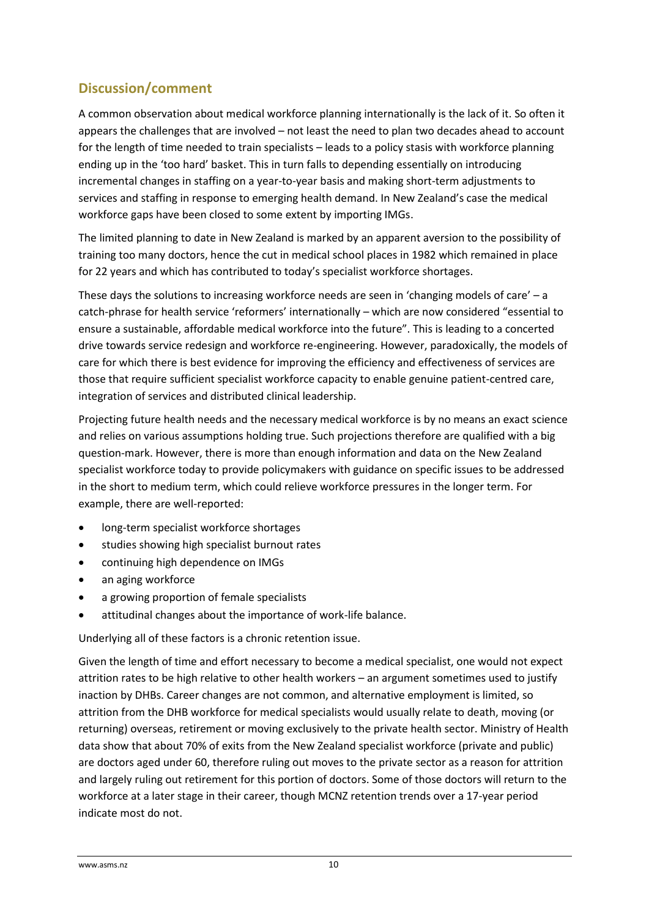## Discussion/comment

A common observation about medical workforce planning internationally is the lack of it. So often it appears the challenges that are involved – not least the need to plan two decades ahead to account for the length of time needed to train specialists – leads to a policy stasis with workforce planning ending up in the 'too hard' basket. This in turn falls to depending essentially on introducing incremental changes in staffing on a year-to-year basis and making short-term adjustments to services and staffing in response to emerging health demand. In New Zealand's case the medical workforce gaps have been closed to some extent by importing IMGs.

The limited planning to date in New Zealand is marked by an apparent aversion to the possibility of training too many doctors, hence the cut in medical school places in 1982 which remained in place for 22 years and which has contributed to today's specialist workforce shortages.

These days the solutions to increasing workforce needs are seen in 'changing models of care' – a catch-phrase for health service 'reformers' internationally – which are now considered "essential to ensure a sustainable, affordable medical workforce into the future". This is leading to a concerted drive towards service redesign and workforce re-engineering. However, paradoxically, the models of care for which there is best evidence for improving the efficiency and effectiveness of services are those that require sufficient specialist workforce capacity to enable genuine patient-centred care, integration of services and distributed clinical leadership.

Projecting future health needs and the necessary medical workforce is by no means an exact science and relies on various assumptions holding true. Such projections therefore are qualified with a big question-mark. However, there is more than enough information and data on the New Zealand specialist workforce today to provide policymakers with guidance on specific issues to be addressed in the short to medium term, which could relieve workforce pressures in the longer term. For example, there are well-reported:

- long-term specialist workforce shortages
- studies showing high specialist burnout rates
- continuing high dependence on IMGs
- an aging workforce
- a growing proportion of female specialists
- attitudinal changes about the importance of work-life balance.

Underlying all of these factors is a chronic retention issue.

Given the length of time and effort necessary to become a medical specialist, one would not expect attrition rates to be high relative to other health workers – an argument sometimes used to justify inaction by DHBs. Career changes are not common, and alternative employment is limited, so attrition from the DHB workforce for medical specialists would usually relate to death, moving (or returning) overseas, retirement or moving exclusively to the private health sector. Ministry of Health data show that about 70% of exits from the New Zealand specialist workforce (private and public) are doctors aged under 60, therefore ruling out moves to the private sector as a reason for attrition and largely ruling out retirement for this portion of doctors. Some of those doctors will return to the workforce at a later stage in their career, though MCNZ retention trends over a 17-year period indicate most do not.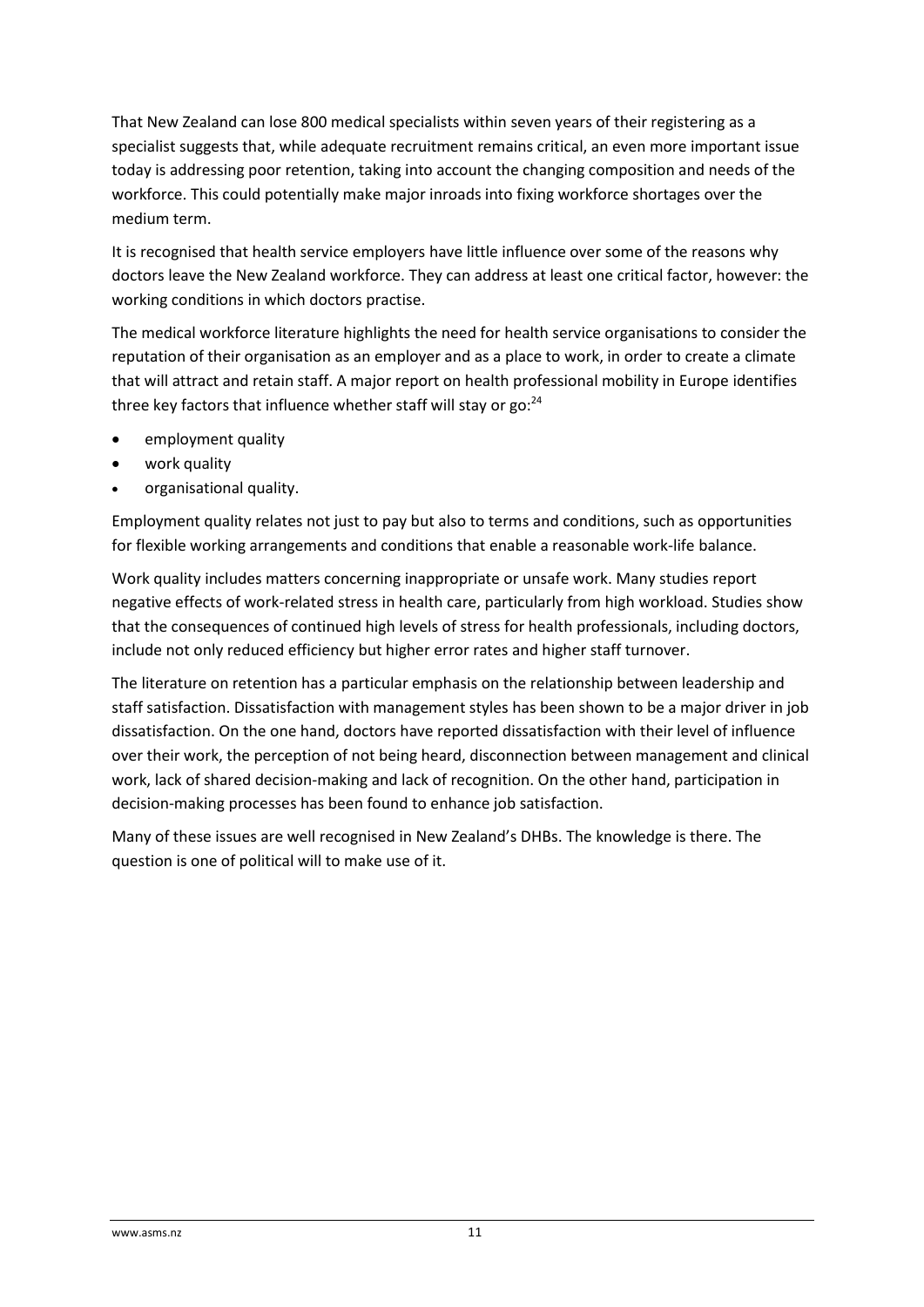That New Zealand can lose 800 medical specialists within seven years of their registering as a specialist suggests that, while adequate recruitment remains critical, an even more important issue today is addressing poor retention, taking into account the changing composition and needs of the workforce. This could potentially make major inroads into fixing workforce shortages over the medium term.

It is recognised that health service employers have little influence over some of the reasons why doctors leave the New Zealand workforce. They can address at least one critical factor, however: the working conditions in which doctors practise.

The medical workforce literature highlights the need for health service organisations to consider the reputation of their organisation as an employer and as a place to work, in order to create a climate that will attract and retain staff. A major report on health professional mobility in Europe identifies three key factors that influence whether staff will stay or go:[24]

- employment quality
- work quality
- organisational quality.

Employment quality relates not just to pay but also to terms and conditions, such as opportunities for flexible working arrangements and conditions that enable a reasonable work-life balance.

Work quality includes matters concerning inappropriate or unsafe work. Many studies report negative effects of work-related stress in health care, particularly from high workload. Studies show that the consequences of continued high levels of stress for health professionals, including doctors, include not only reduced efficiency but higher error rates and higher staff turnover.

The literature on retention has a particular emphasis on the relationship between leadership and staff satisfaction. Dissatisfaction with management styles has been shown to be a major driver in job dissatisfaction. On the one hand, doctors have reported dissatisfaction with their level of influence over their work, the perception of not being heard, disconnection between management and clinical work, lack of shared decision-making and lack of recognition. On the other hand, participation in decision-making processes has been found to enhance job satisfaction.

Many of these issues are well recognised in New Zealand's DHBs. The knowledge is there. The question is one of political will to make use of it.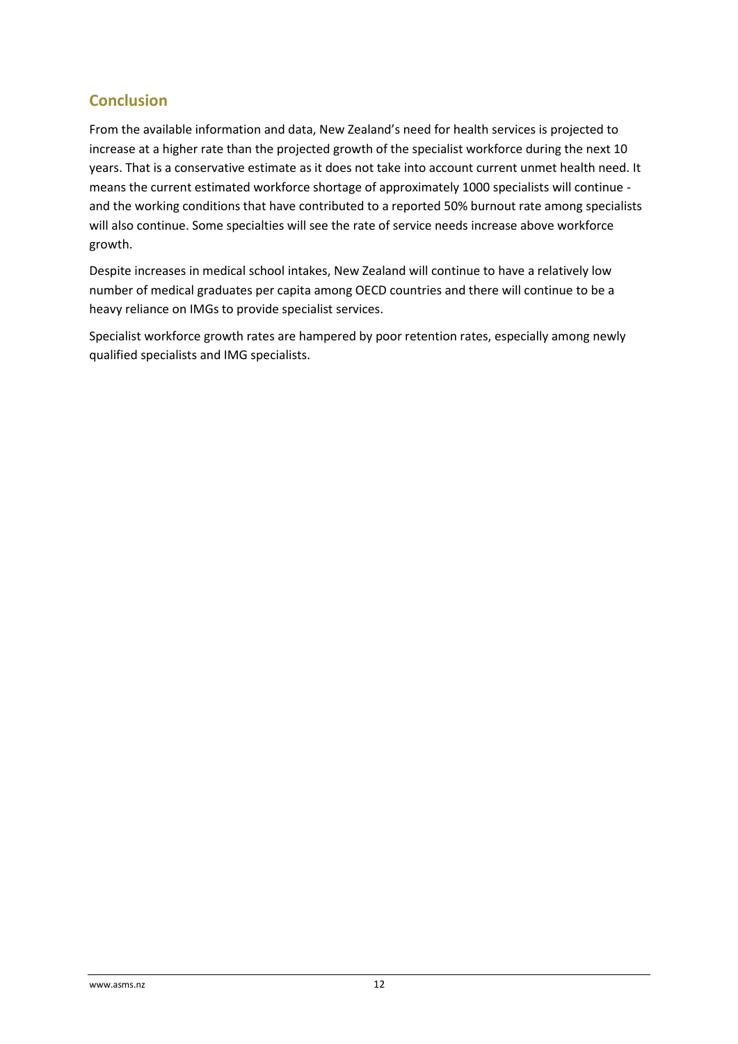## Conclusion

From the available information and data, New Zealand's need for health services is projected to increase at a higher rate than the projected growth of the specialist workforce during the next 10 years. That is a conservative estimate as it does not take into account current unmet health need. It means the current estimated workforce shortage of approximately 1000 specialists will continue - and the working conditions that have contributed to a reported 50% burnout rate among specialists will also continue. Some specialties will see the rate of service needs increase above workforce growth.

Despite increases in medical school intakes, New Zealand will continue to have a relatively low number of medical graduates per capita among OECD countries and there will continue to be a heavy reliance on IMGs to provide specialist services.

Specialist workforce growth rates are hampered by poor retention rates, especially among newly qualified specialists and IMG specialists.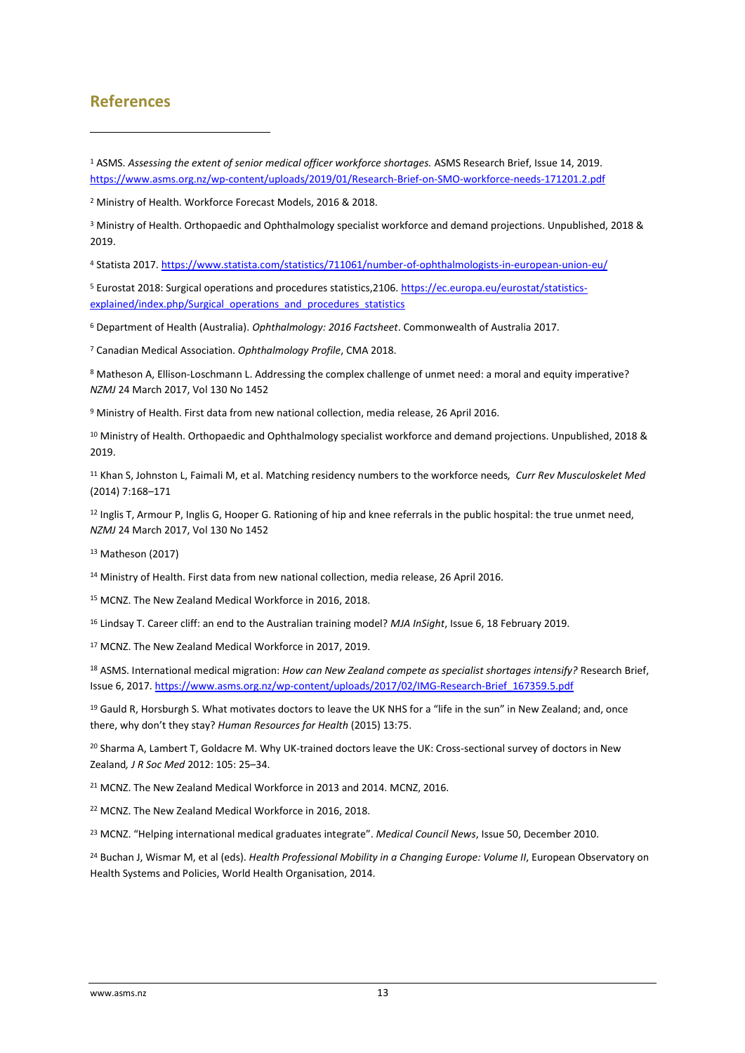## References

[1] ASMS. *Assessing the extent of senior medical officer workforce shortages.* ASMS Research Brief, Issue 14, 2019. https://www.asms.org.nz/wp-content/uploads/2019/01/Research-Brief-on-SMO-workforce-needs-171201.2.pdf

[2] Ministry of Health. Workforce Forecast Models, 2016 & 2018.

[3] Ministry of Health. Orthopaedic and Ophthalmology specialist workforce and demand projections. Unpublished, 2018 & 2019.

[4] Statista 2017. https://www.statista.com/statistics/711061/number-of-ophthalmologists-in-european-union-eu/

[5] Eurostat 2018: Surgical operations and procedures statistics,2106. https://ec.europa.eu/eurostat/statistics-explained/index.php/Surgical_operations_and_procedures_statistics

[6] Department of Health (Australia). *Ophthalmology: 2016 Factsheet*. Commonwealth of Australia 2017.

[7] Canadian Medical Association. *Ophthalmology Profile*, CMA 2018.

[8] Matheson A, Ellison-Loschmann L. Addressing the complex challenge of unmet need: a moral and equity imperative? *NZMJ* 24 March 2017, Vol 130 No 1452

[9] Ministry of Health. First data from new national collection, media release, 26 April 2016.

[10] Ministry of Health. Orthopaedic and Ophthalmology specialist workforce and demand projections. Unpublished, 2018 & 2019.

[11] Khan S, Johnston L, Faimali M, et al. Matching residency numbers to the workforce needs*, Curr Rev Musculoskelet Med* (2014) 7:168–171

[12] Inglis T, Armour P, Inglis G, Hooper G. Rationing of hip and knee referrals in the public hospital: the true unmet need, *NZMJ* 24 March 2017, Vol 130 No 1452

[13] Matheson (2017)

[14] Ministry of Health. First data from new national collection, media release, 26 April 2016.

[15] MCNZ. The New Zealand Medical Workforce in 2016, 2018.

[16] Lindsay T. Career cliff: an end to the Australian training model? *MJA InSight*, Issue 6, 18 February 2019.

[17] MCNZ. The New Zealand Medical Workforce in 2017, 2019.

[18] ASMS. International medical migration: *How can New Zealand compete as specialist shortages intensify?* Research Brief, Issue 6, 2017. https://www.asms.org.nz/wp-content/uploads/2017/02/IMG-Research-Brief_167359.5.pdf

[19] Gauld R, Horsburgh S. What motivates doctors to leave the UK NHS for a "life in the sun" in New Zealand; and, once there, why don't they stay? *Human Resources for Health* (2015) 13:75.

[20] Sharma A, Lambert T, Goldacre M. Why UK-trained doctors leave the UK: Cross-sectional survey of doctors in New Zealand*, J R Soc Med* 2012: 105: 25–34.

[21] MCNZ. The New Zealand Medical Workforce in 2013 and 2014. MCNZ, 2016.

[22] MCNZ. The New Zealand Medical Workforce in 2016, 2018.

[23] MCNZ. "Helping international medical graduates integrate". *Medical Council News*, Issue 50, December 2010.

[24] Buchan J, Wismar M, et al (eds). *Health Professional Mobility in a Changing Europe: Volume II*, European Observatory on Health Systems and Policies, World Health Organisation, 2014.